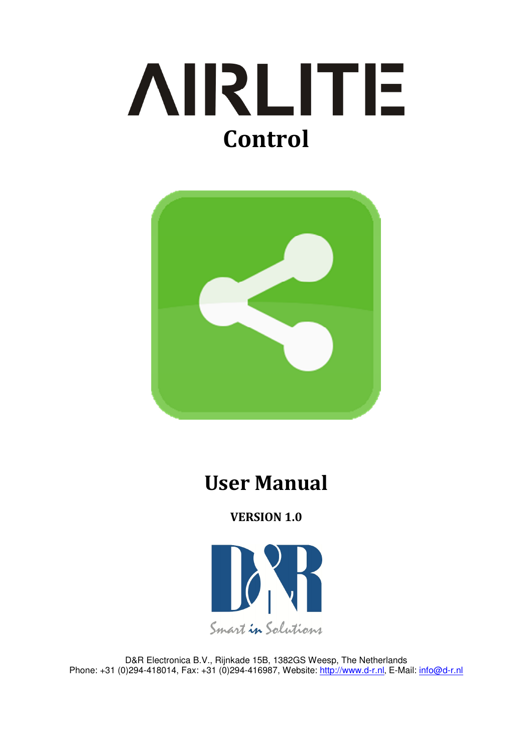# AIRLITE

## Control

# User Manual

**VERSION 1.0**

Smart in Solutions

D&R Electronica B.V., Rijnkade 15B, 1382GS Weesp, The Netherlands
Phone: +31 (0)294-418014, Fax: +31 (0)294-416987, Website: http://www.d-r.nl, E-Mail: info@d-r.nl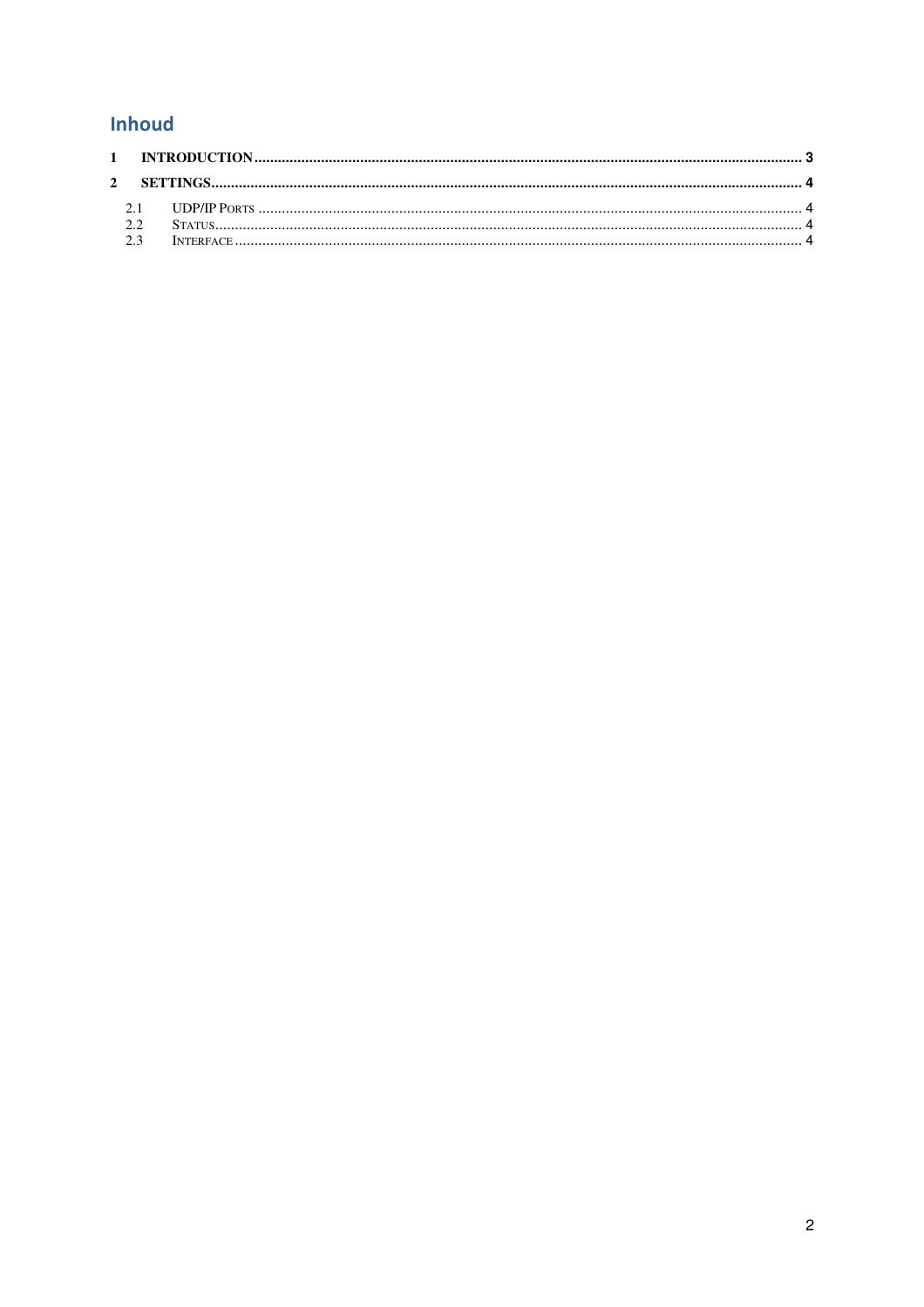# Inhoud

1 INTRODUCTION ........................................................................................................................................ 3

2 SETTINGS.................................................................................................................................................. 4

- 2.1 UDP/IP PORTS ........................................................................................................................................ 4
- 2.2 STATUS.................................................................................................................................................... 4
- 2.3 INTERFACE .............................................................................................................................................. 4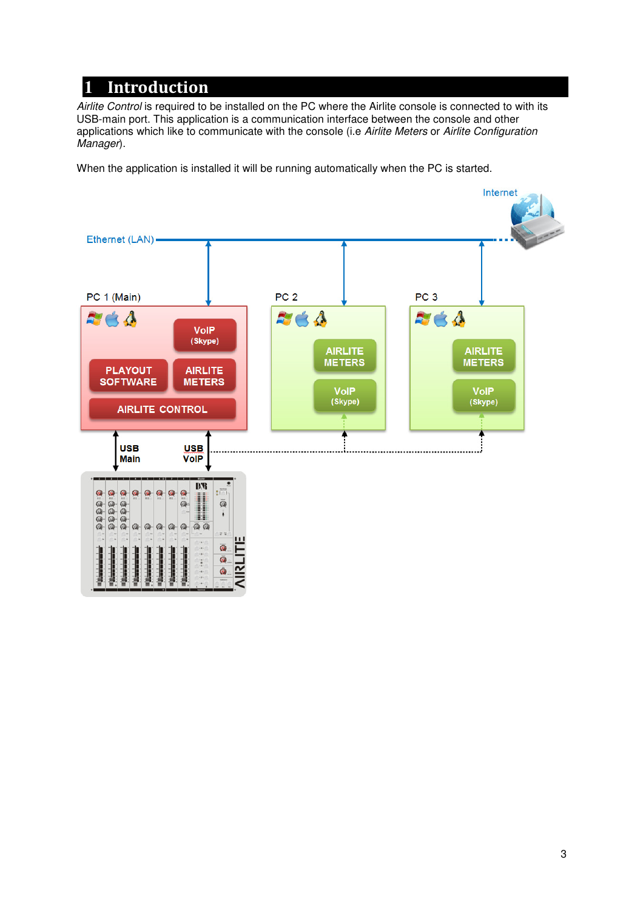# 1 Introduction

*Airlite Control* is required to be installed on the PC where the Airlite console is connected to with its USB-main port. This application is a communication interface between the console and other applications which like to communicate with the console (i.e *Airlite Meters* or *Airlite Configuration Manager*).

When the application is installed it will be running automatically when the PC is started.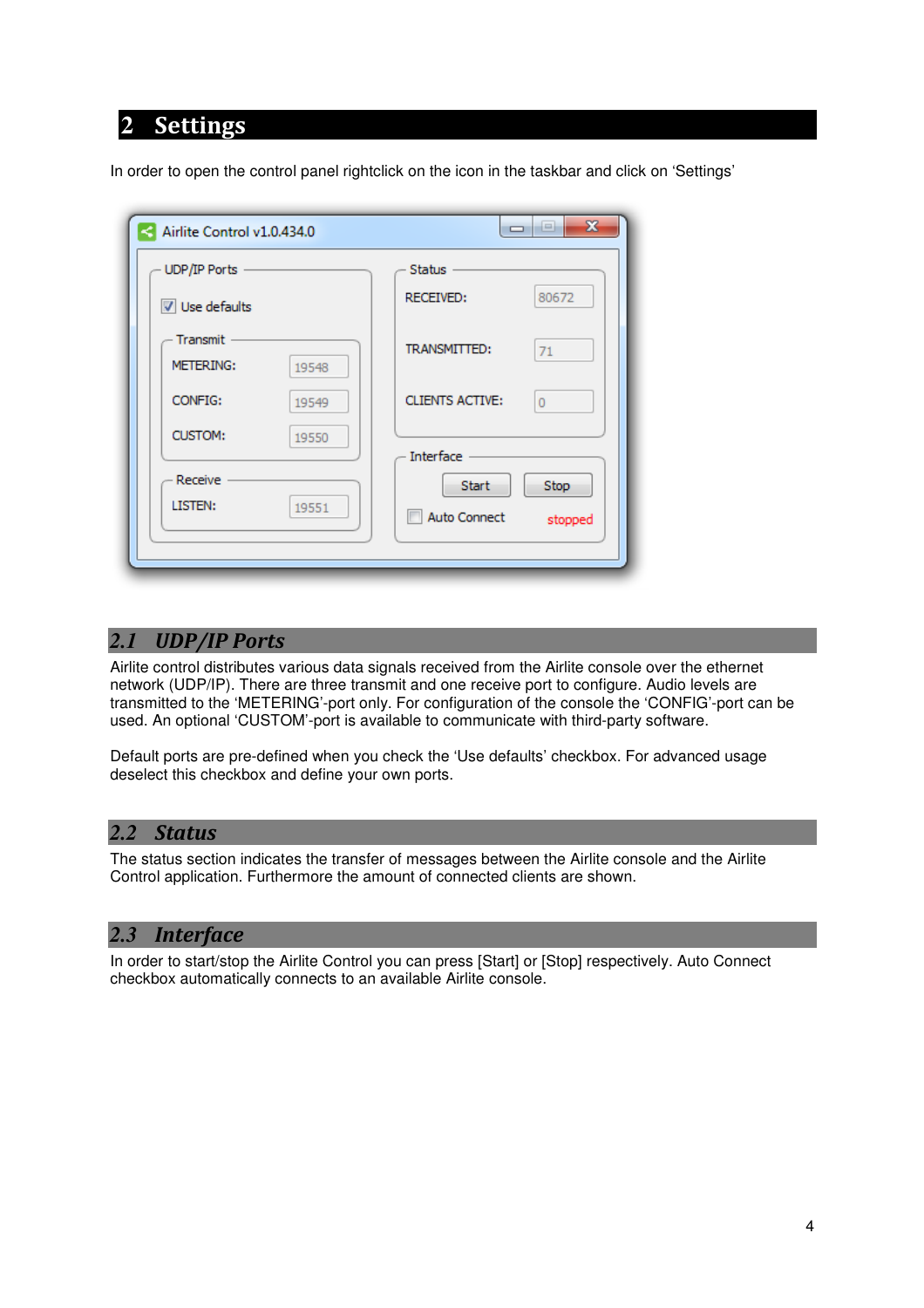# 2 Settings

In order to open the control panel rightclick on the icon in the taskbar and click on 'Settings'

## 2.1 UDP/IP Ports

Airlite control distributes various data signals received from the Airlite console over the ethernet network (UDP/IP). There are three transmit and one receive port to configure. Audio levels are transmitted to the 'METERING'-port only. For configuration of the console the 'CONFIG'-port can be used. An optional 'CUSTOM'-port is available to communicate with third-party software.

Default ports are pre-defined when you check the 'Use defaults' checkbox. For advanced usage deselect this checkbox and define your own ports.

## 2.2 Status

The status section indicates the transfer of messages between the Airlite console and the Airlite Control application. Furthermore the amount of connected clients are shown.

## 2.3 Interface

In order to start/stop the Airlite Control you can press [Start] or [Stop] respectively. Auto Connect checkbox automatically connects to an available Airlite console.